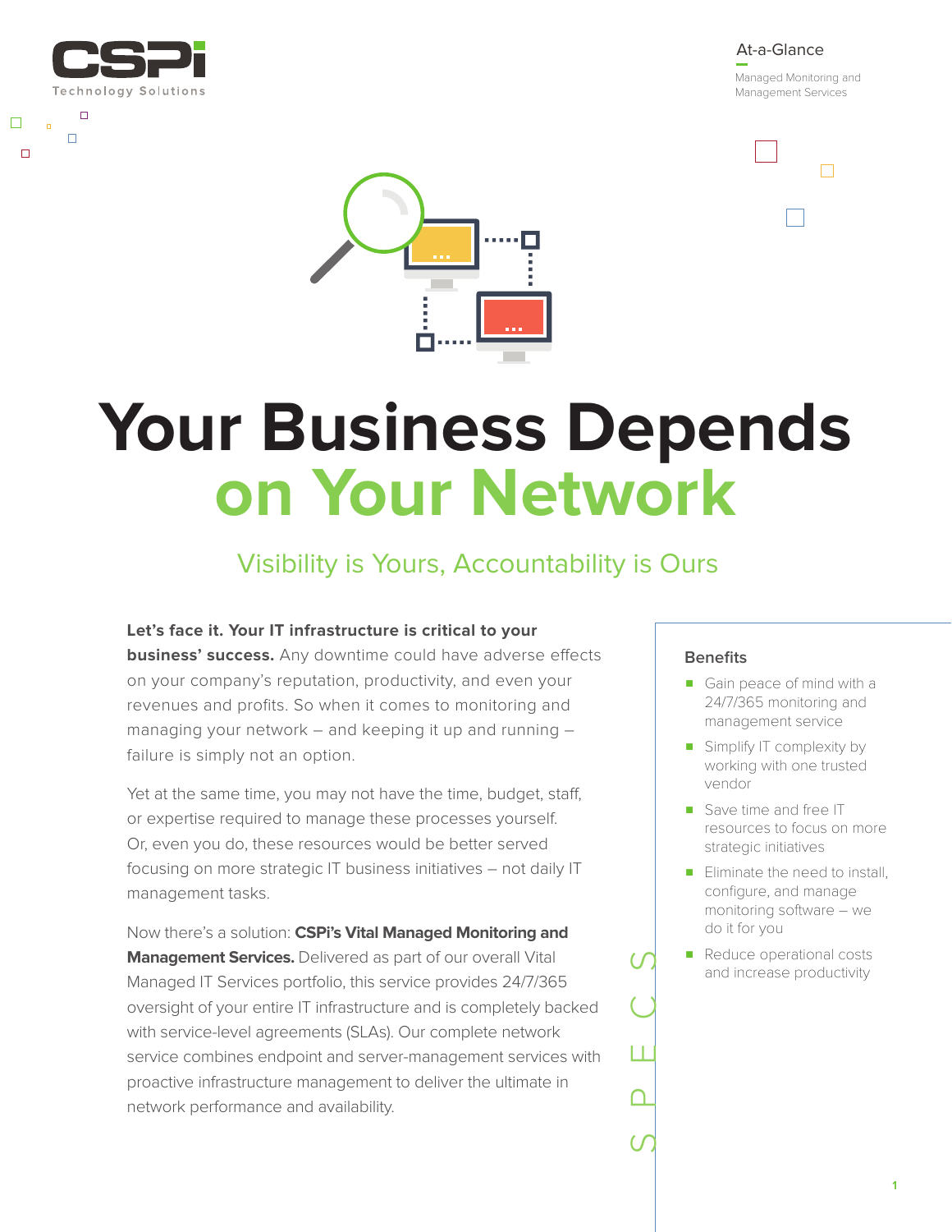CSPi Technology Solutions

At-a-Glance

Managed Monitoring and Management Services

# Your Business Depends on Your Network

## Visibility is Yours, Accountability is Ours

**Let's face it. Your IT infrastructure is critical to your business' success.** Any downtime could have adverse effects on your company's reputation, productivity, and even your revenues and profits. So when it comes to monitoring and managing your network – and keeping it up and running – failure is simply not an option.

Yet at the same time, you may not have the time, budget, staff, or expertise required to manage these processes yourself. Or, even you do, these resources would be better served focusing on more strategic IT business initiatives – not daily IT management tasks.

Now there's a solution: **CSPi's Vital Managed Monitoring and Management Services.** Delivered as part of our overall Vital Managed IT Services portfolio, this service provides 24/7/365 oversight of your entire IT infrastructure and is completely backed with service-level agreements (SLAs). Our complete network service combines endpoint and server-management services with proactive infrastructure management to deliver the ultimate in network performance and availability.

SPECS

### Benefits

- Gain peace of mind with a 24/7/365 monitoring and management service
- Simplify IT complexity by working with one trusted vendor
- Save time and free IT resources to focus on more strategic initiatives
- Eliminate the need to install, configure, and manage monitoring software – we do it for you
- Reduce operational costs and increase productivity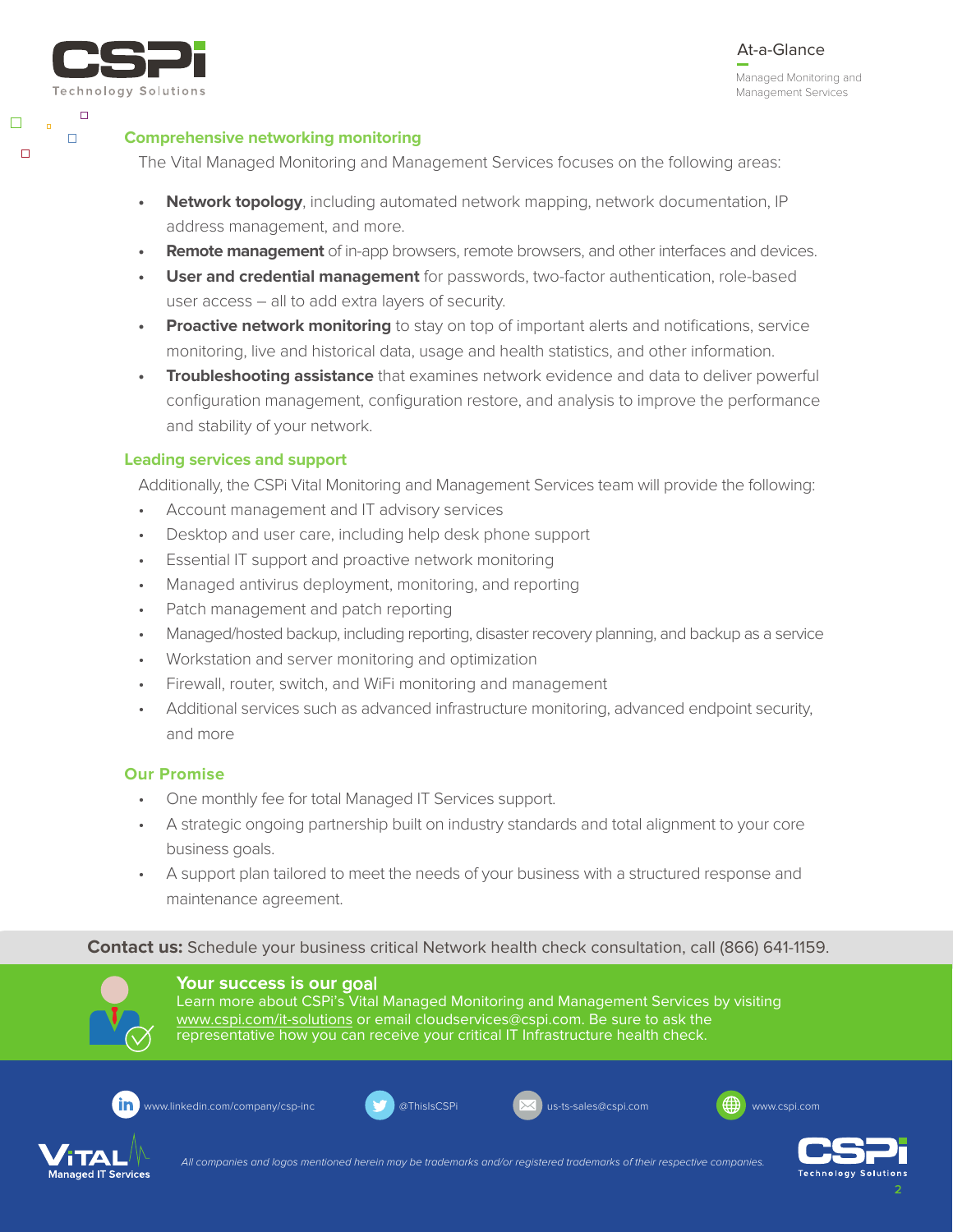## Comprehensive networking monitoring

The Vital Managed Monitoring and Management Services focuses on the following areas:

- **Network topology**, including automated network mapping, network documentation, IP address management, and more.
- **Remote management** of in-app browsers, remote browsers, and other interfaces and devices.
- **User and credential management** for passwords, two-factor authentication, role-based user access – all to add extra layers of security.
- **Proactive network monitoring** to stay on top of important alerts and notifications, service monitoring, live and historical data, usage and health statistics, and other information.
- **Troubleshooting assistance** that examines network evidence and data to deliver powerful configuration management, configuration restore, and analysis to improve the performance and stability of your network.

## Leading services and support

Additionally, the CSPi Vital Monitoring and Management Services team will provide the following:

- Account management and IT advisory services
- Desktop and user care, including help desk phone support
- Essential IT support and proactive network monitoring
- Managed antivirus deployment, monitoring, and reporting
- Patch management and patch reporting
- Managed/hosted backup, including reporting, disaster recovery planning, and backup as a service
- Workstation and server monitoring and optimization
- Firewall, router, switch, and WiFi monitoring and management
- Additional services such as advanced infrastructure monitoring, advanced endpoint security, and more

## Our Promise

- One monthly fee for total Managed IT Services support.
- A strategic ongoing partnership built on industry standards and total alignment to your core business goals.
- A support plan tailored to meet the needs of your business with a structured response and maintenance agreement.

**Contact us:** Schedule your business critical Network health check consultation, call (866) 641-1159.

### Your success is our goal

Learn more about CSPi's Vital Managed Monitoring and Management Services by visiting www.cspi.com/it-solutions or email cloudservices@cspi.com. Be sure to ask the representative how you can receive your critical IT Infrastructure health check.

www.linkedin.com/company/csp-inc | @ThisIsCSPi | us-ts-sales@cspi.com | www.cspi.com

*All companies and logos mentioned herein may be trademarks and/or registered trademarks of their respective companies.*